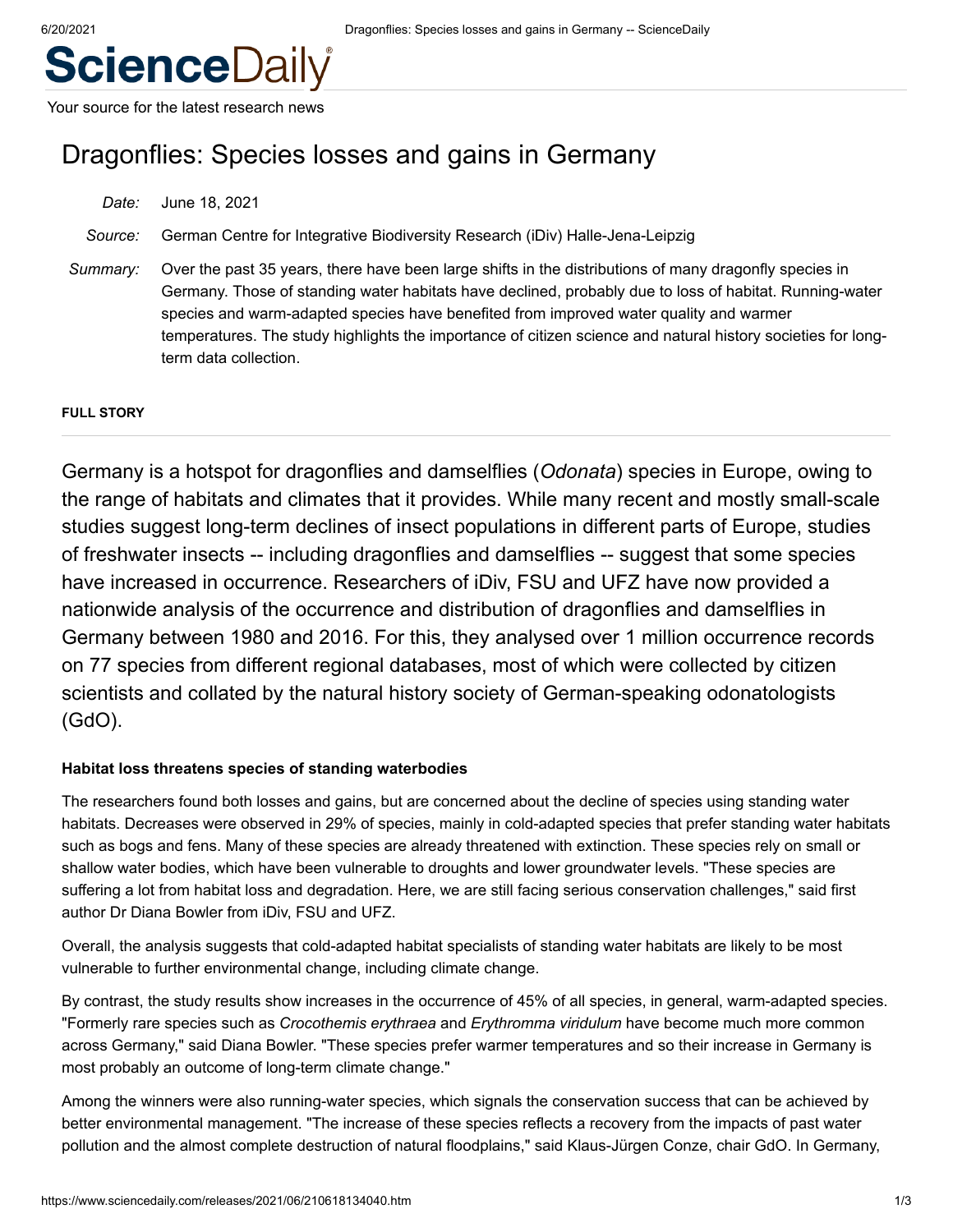# ScienceDaily

Your source for the latest research news

## Dragonflies: Species losses and gains in Germany

*Date:* June 18, 2021

*Source:* German Centre for Integrative Biodiversity Research (iDiv) Halle-Jena-Leipzig

*Summary:* Over the past 35 years, there have been large shifts in the distributions of many dragonfly species in Germany. Those of standing water habitats have declined, probably due to loss of habitat. Running-water species and warm-adapted species have benefited from improved water quality and warmer temperatures. The study highlights the importance of citizen science and natural history societies for long-term data collection.

**FULL STORY**

Germany is a hotspot for dragonflies and damselflies (*Odonata*) species in Europe, owing to the range of habitats and climates that it provides. While many recent and mostly small-scale studies suggest long-term declines of insect populations in different parts of Europe, studies of freshwater insects -- including dragonflies and damselflies -- suggest that some species have increased in occurrence. Researchers of iDiv, FSU and UFZ have now provided a nationwide analysis of the occurrence and distribution of dragonflies and damselflies in Germany between 1980 and 2016. For this, they analysed over 1 million occurrence records on 77 species from different regional databases, most of which were collected by citizen scientists and collated by the natural history society of German-speaking odonatologists (GdO).

**Habitat loss threatens species of standing waterbodies**

The researchers found both losses and gains, but are concerned about the decline of species using standing water habitats. Decreases were observed in 29% of species, mainly in cold-adapted species that prefer standing water habitats such as bogs and fens. Many of these species are already threatened with extinction. These species rely on small or shallow water bodies, which have been vulnerable to droughts and lower groundwater levels. "These species are suffering a lot from habitat loss and degradation. Here, we are still facing serious conservation challenges," said first author Dr Diana Bowler from iDiv, FSU and UFZ.

Overall, the analysis suggests that cold-adapted habitat specialists of standing water habitats are likely to be most vulnerable to further environmental change, including climate change.

By contrast, the study results show increases in the occurrence of 45% of all species, in general, warm-adapted species. "Formerly rare species such as *Crocothemis erythraea* and *Erythromma viridulum* have become much more common across Germany," said Diana Bowler. "These species prefer warmer temperatures and so their increase in Germany is most probably an outcome of long-term climate change."

Among the winners were also running-water species, which signals the conservation success that can be achieved by better environmental management. "The increase of these species reflects a recovery from the impacts of past water pollution and the almost complete destruction of natural floodplains," said Klaus-Jürgen Conze, chair GdO. In Germany,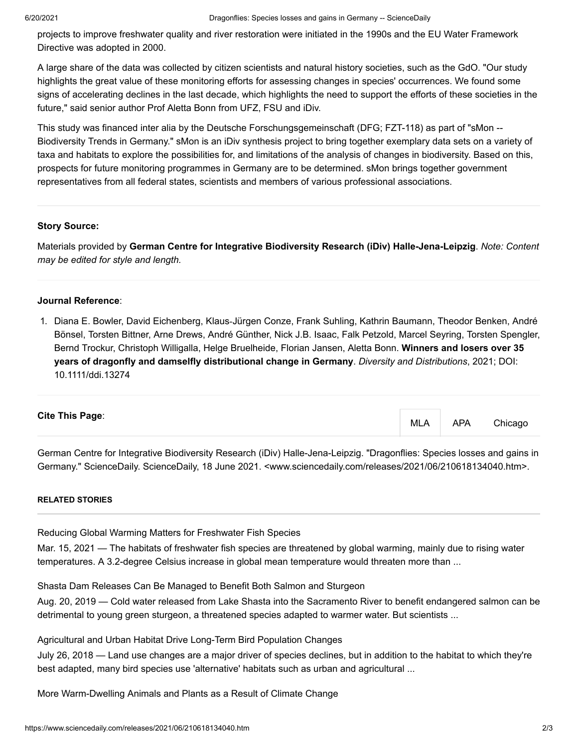projects to improve freshwater quality and river restoration were initiated in the 1990s and the EU Water Framework Directive was adopted in 2000.

A large share of the data was collected by citizen scientists and natural history societies, such as the GdO. "Our study highlights the great value of these monitoring efforts for assessing changes in species' occurrences. We found some signs of accelerating declines in the last decade, which highlights the need to support the efforts of these societies in the future," said senior author Prof Aletta Bonn from UFZ, FSU and iDiv.

This study was financed inter alia by the Deutsche Forschungsgemeinschaft (DFG; FZT-118) as part of "sMon -- Biodiversity Trends in Germany." sMon is an iDiv synthesis project to bring together exemplary data sets on a variety of taxa and habitats to explore the possibilities for, and limitations of the analysis of changes in biodiversity. Based on this, prospects for future monitoring programmes in Germany are to be determined. sMon brings together government representatives from all federal states, scientists and members of various professional associations.

---

**Story Source:**

Materials provided by **German Centre for Integrative Biodiversity Research (iDiv) Halle-Jena-Leipzig**. *Note: Content may be edited for style and length.*

---

**Journal Reference**:

1. Diana E. Bowler, David Eichenberg, Klaus-Jürgen Conze, Frank Suhling, Kathrin Baumann, Theodor Benken, André Bönsel, Torsten Bittner, Arne Drews, André Günther, Nick J.B. Isaac, Falk Petzold, Marcel Seyring, Torsten Spengler, Bernd Trockur, Christoph Willigalla, Helge Bruelheide, Florian Jansen, Aletta Bonn. **Winners and losers over 35 years of dragonfly and damselfly distributional change in Germany**. *Diversity and Distributions*, 2021; DOI: 10.1111/ddi.13274

---

**Cite This Page**:

MLA APA Chicago

German Centre for Integrative Biodiversity Research (iDiv) Halle-Jena-Leipzig. "Dragonflies: Species losses and gains in Germany." ScienceDaily. ScienceDaily, 18 June 2021. <www.sciencedaily.com/releases/2021/06/210618134040.htm>.

**RELATED STORIES**

Reducing Global Warming Matters for Freshwater Fish Species

Mar. 15, 2021 — The habitats of freshwater fish species are threatened by global warming, mainly due to rising water temperatures. A 3.2-degree Celsius increase in global mean temperature would threaten more than ...

Shasta Dam Releases Can Be Managed to Benefit Both Salmon and Sturgeon

Aug. 20, 2019 — Cold water released from Lake Shasta into the Sacramento River to benefit endangered salmon can be detrimental to young green sturgeon, a threatened species adapted to warmer water. But scientists ...

Agricultural and Urban Habitat Drive Long-Term Bird Population Changes

July 26, 2018 — Land use changes are a major driver of species declines, but in addition to the habitat to which they're best adapted, many bird species use 'alternative' habitats such as urban and agricultural ...

More Warm-Dwelling Animals and Plants as a Result of Climate Change